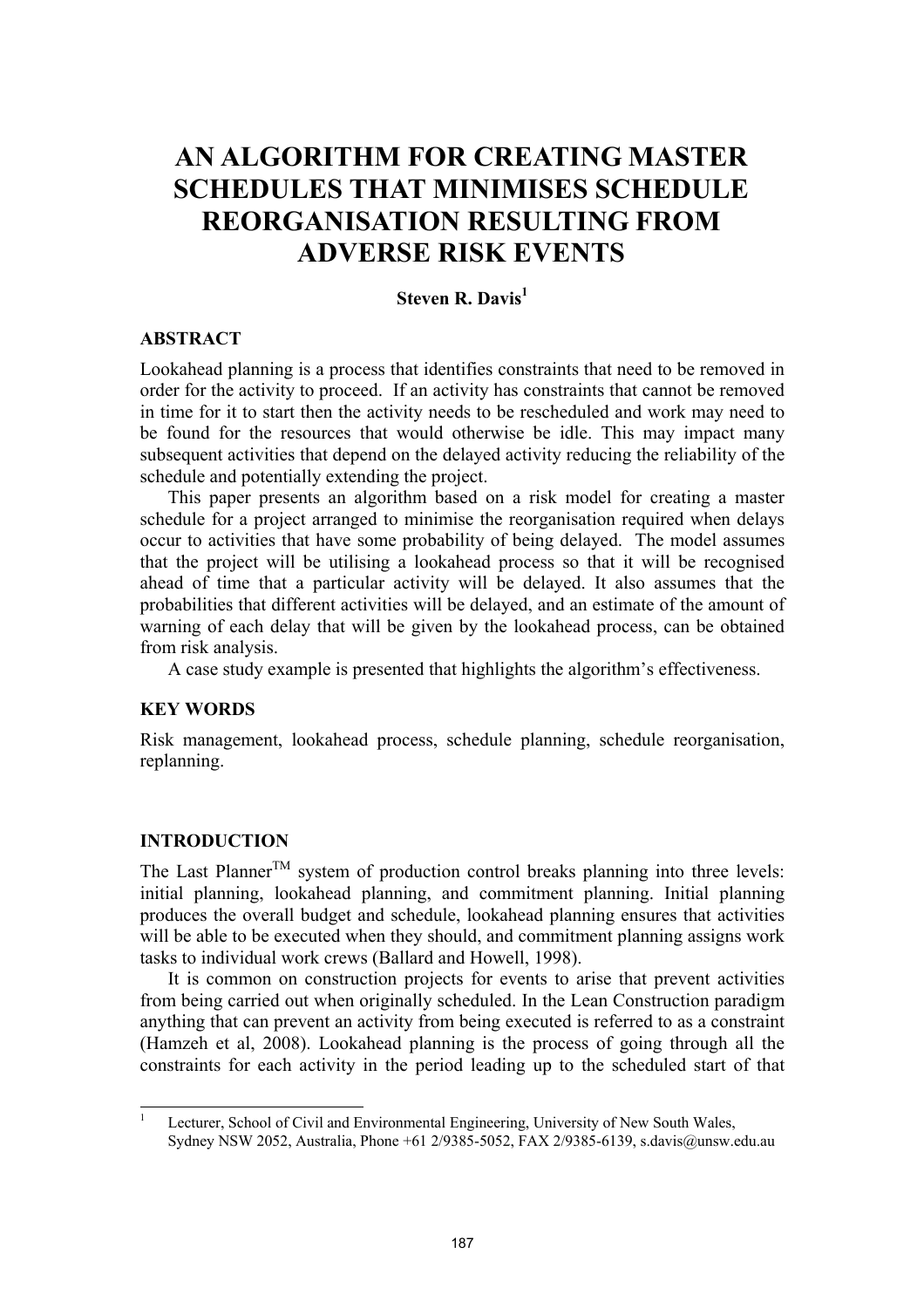# AN ALGORITHM FOR CREATING MASTER SCHEDULES THAT MINIMISES SCHEDULE REORGANISATION RESULTING FROM ADVERSE RISK EVENTS

**Steven R. Davis**[1]

## ABSTRACT

Lookahead planning is a process that identifies constraints that need to be removed in order for the activity to proceed. If an activity has constraints that cannot be removed in time for it to start then the activity needs to be rescheduled and work may need to be found for the resources that would otherwise be idle. This may impact many subsequent activities that depend on the delayed activity reducing the reliability of the schedule and potentially extending the project.

This paper presents an algorithm based on a risk model for creating a master schedule for a project arranged to minimise the reorganisation required when delays occur to activities that have some probability of being delayed. The model assumes that the project will be utilising a lookahead process so that it will be recognised ahead of time that a particular activity will be delayed. It also assumes that the probabilities that different activities will be delayed, and an estimate of the amount of warning of each delay that will be given by the lookahead process, can be obtained from risk analysis.

A case study example is presented that highlights the algorithm's effectiveness.

## KEY WORDS

Risk management, lookahead process, schedule planning, schedule reorganisation, replanning.

## INTRODUCTION

The Last Planner[TM] system of production control breaks planning into three levels: initial planning, lookahead planning, and commitment planning. Initial planning produces the overall budget and schedule, lookahead planning ensures that activities will be able to be executed when they should, and commitment planning assigns work tasks to individual work crews (Ballard and Howell, 1998).

It is common on construction projects for events to arise that prevent activities from being carried out when originally scheduled. In the Lean Construction paradigm anything that can prevent an activity from being executed is referred to as a constraint (Hamzeh et al, 2008). Lookahead planning is the process of going through all the constraints for each activity in the period leading up to the scheduled start of that

[1] Lecturer, School of Civil and Environmental Engineering, University of New South Wales, Sydney NSW 2052, Australia, Phone +61 2/9385-5052, FAX 2/9385-6139, s.davis@unsw.edu.au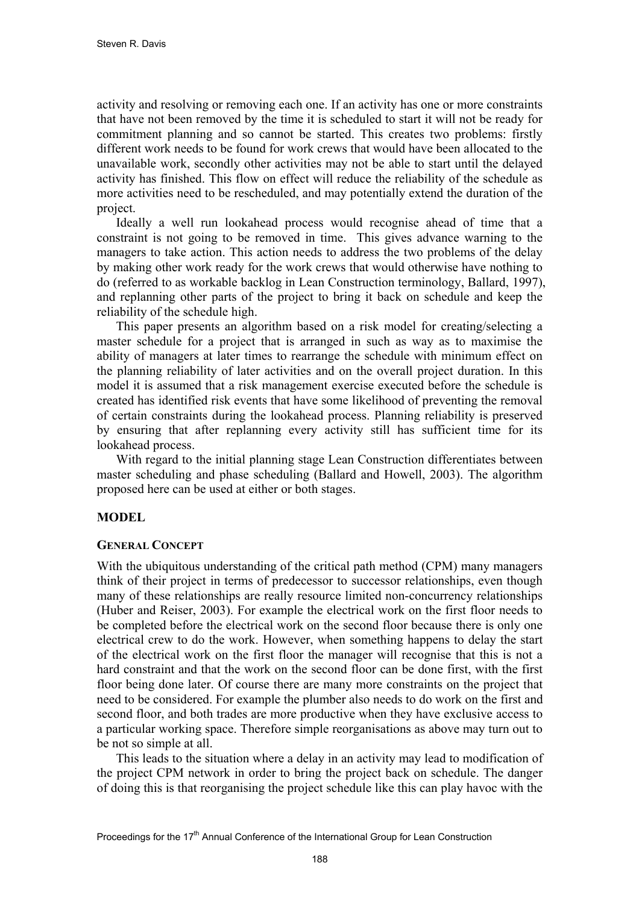activity and resolving or removing each one. If an activity has one or more constraints that have not been removed by the time it is scheduled to start it will not be ready for commitment planning and so cannot be started. This creates two problems: firstly different work needs to be found for work crews that would have been allocated to the unavailable work, secondly other activities may not be able to start until the delayed activity has finished. This flow on effect will reduce the reliability of the schedule as more activities need to be rescheduled, and may potentially extend the duration of the project.

Ideally a well run lookahead process would recognise ahead of time that a constraint is not going to be removed in time. This gives advance warning to the managers to take action. This action needs to address the two problems of the delay by making other work ready for the work crews that would otherwise have nothing to do (referred to as workable backlog in Lean Construction terminology, Ballard, 1997), and replanning other parts of the project to bring it back on schedule and keep the reliability of the schedule high.

This paper presents an algorithm based on a risk model for creating/selecting a master schedule for a project that is arranged in such as way as to maximise the ability of managers at later times to rearrange the schedule with minimum effect on the planning reliability of later activities and on the overall project duration. In this model it is assumed that a risk management exercise executed before the schedule is created has identified risk events that have some likelihood of preventing the removal of certain constraints during the lookahead process. Planning reliability is preserved by ensuring that after replanning every activity still has sufficient time for its lookahead process.

With regard to the initial planning stage Lean Construction differentiates between master scheduling and phase scheduling (Ballard and Howell, 2003). The algorithm proposed here can be used at either or both stages.

## MODEL

### GENERAL CONCEPT

With the ubiquitous understanding of the critical path method (CPM) many managers think of their project in terms of predecessor to successor relationships, even though many of these relationships are really resource limited non-concurrency relationships (Huber and Reiser, 2003). For example the electrical work on the first floor needs to be completed before the electrical work on the second floor because there is only one electrical crew to do the work. However, when something happens to delay the start of the electrical work on the first floor the manager will recognise that this is not a hard constraint and that the work on the second floor can be done first, with the first floor being done later. Of course there are many more constraints on the project that need to be considered. For example the plumber also needs to do work on the first and second floor, and both trades are more productive when they have exclusive access to a particular working space. Therefore simple reorganisations as above may turn out to be not so simple at all.

This leads to the situation where a delay in an activity may lead to modification of the project CPM network in order to bring the project back on schedule. The danger of doing this is that reorganising the project schedule like this can play havoc with the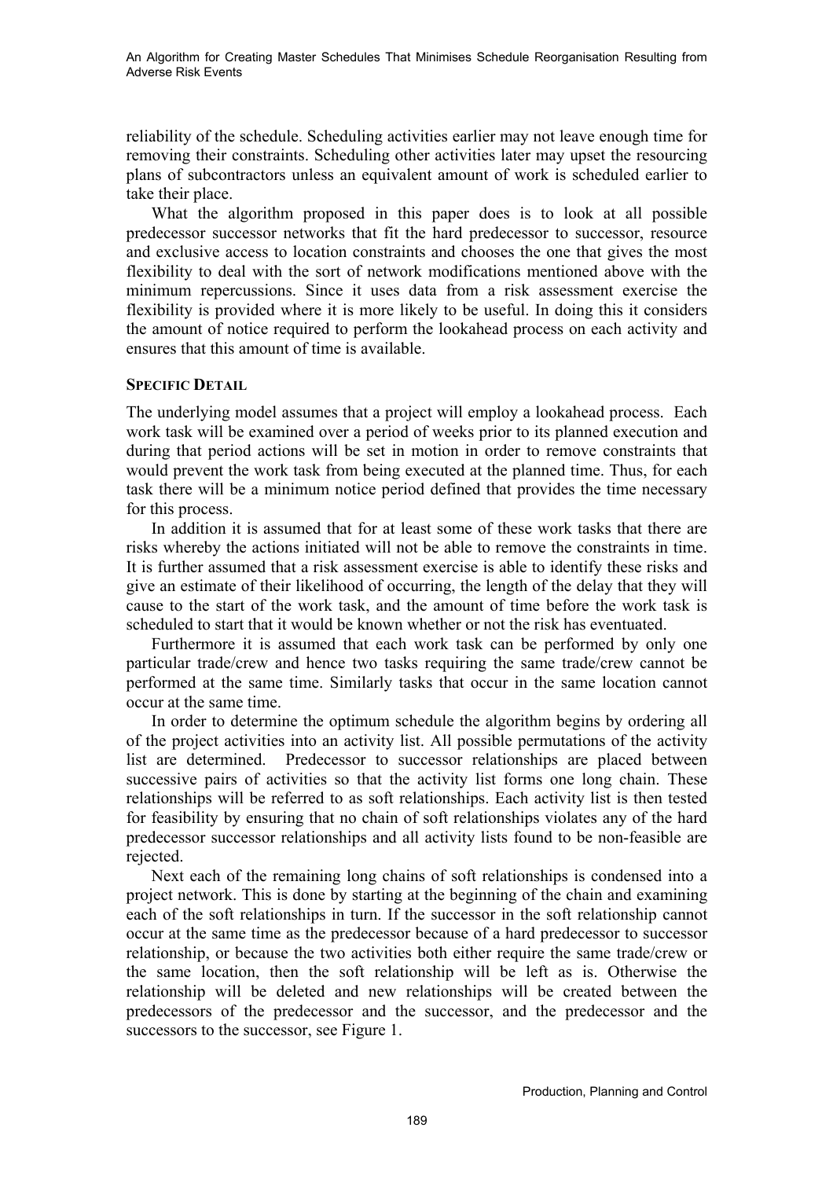reliability of the schedule. Scheduling activities earlier may not leave enough time for removing their constraints. Scheduling other activities later may upset the resourcing plans of subcontractors unless an equivalent amount of work is scheduled earlier to take their place.

What the algorithm proposed in this paper does is to look at all possible predecessor successor networks that fit the hard predecessor to successor, resource and exclusive access to location constraints and chooses the one that gives the most flexibility to deal with the sort of network modifications mentioned above with the minimum repercussions. Since it uses data from a risk assessment exercise the flexibility is provided where it is more likely to be useful. In doing this it considers the amount of notice required to perform the lookahead process on each activity and ensures that this amount of time is available.

### SPECIFIC DETAIL

The underlying model assumes that a project will employ a lookahead process. Each work task will be examined over a period of weeks prior to its planned execution and during that period actions will be set in motion in order to remove constraints that would prevent the work task from being executed at the planned time. Thus, for each task there will be a minimum notice period defined that provides the time necessary for this process.

In addition it is assumed that for at least some of these work tasks that there are risks whereby the actions initiated will not be able to remove the constraints in time. It is further assumed that a risk assessment exercise is able to identify these risks and give an estimate of their likelihood of occurring, the length of the delay that they will cause to the start of the work task, and the amount of time before the work task is scheduled to start that it would be known whether or not the risk has eventuated.

Furthermore it is assumed that each work task can be performed by only one particular trade/crew and hence two tasks requiring the same trade/crew cannot be performed at the same time. Similarly tasks that occur in the same location cannot occur at the same time.

In order to determine the optimum schedule the algorithm begins by ordering all of the project activities into an activity list. All possible permutations of the activity list are determined. Predecessor to successor relationships are placed between successive pairs of activities so that the activity list forms one long chain. These relationships will be referred to as soft relationships. Each activity list is then tested for feasibility by ensuring that no chain of soft relationships violates any of the hard predecessor successor relationships and all activity lists found to be non-feasible are rejected.

Next each of the remaining long chains of soft relationships is condensed into a project network. This is done by starting at the beginning of the chain and examining each of the soft relationships in turn. If the successor in the soft relationship cannot occur at the same time as the predecessor because of a hard predecessor to successor relationship, or because the two activities both either require the same trade/crew or the same location, then the soft relationship will be left as is. Otherwise the relationship will be deleted and new relationships will be created between the predecessors of the predecessor and the successor, and the predecessor and the successors to the successor, see Figure 1.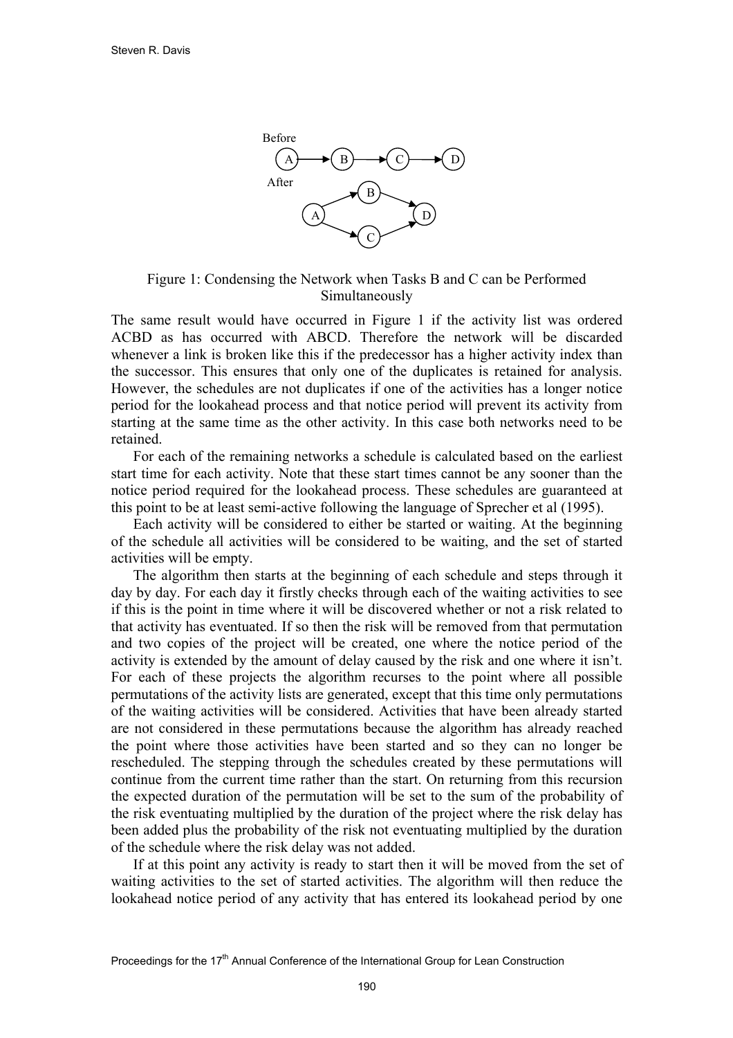Figure 1: Condensing the Network when Tasks B and C can be Performed Simultaneously

The same result would have occurred in Figure 1 if the activity list was ordered ACBD as has occurred with ABCD. Therefore the network will be discarded whenever a link is broken like this if the predecessor has a higher activity index than the successor. This ensures that only one of the duplicates is retained for analysis. However, the schedules are not duplicates if one of the activities has a longer notice period for the lookahead process and that notice period will prevent its activity from starting at the same time as the other activity. In this case both networks need to be retained.

For each of the remaining networks a schedule is calculated based on the earliest start time for each activity. Note that these start times cannot be any sooner than the notice period required for the lookahead process. These schedules are guaranteed at this point to be at least semi-active following the language of Sprecher et al (1995).

Each activity will be considered to either be started or waiting. At the beginning of the schedule all activities will be considered to be waiting, and the set of started activities will be empty.

The algorithm then starts at the beginning of each schedule and steps through it day by day. For each day it firstly checks through each of the waiting activities to see if this is the point in time where it will be discovered whether or not a risk related to that activity has eventuated. If so then the risk will be removed from that permutation and two copies of the project will be created, one where the notice period of the activity is extended by the amount of delay caused by the risk and one where it isn't. For each of these projects the algorithm recurses to the point where all possible permutations of the activity lists are generated, except that this time only permutations of the waiting activities will be considered. Activities that have been already started are not considered in these permutations because the algorithm has already reached the point where those activities have been started and so they can no longer be rescheduled. The stepping through the schedules created by these permutations will continue from the current time rather than the start. On returning from this recursion the expected duration of the permutation will be set to the sum of the probability of the risk eventuating multiplied by the duration of the project where the risk delay has been added plus the probability of the risk not eventuating multiplied by the duration of the schedule where the risk delay was not added.

If at this point any activity is ready to start then it will be moved from the set of waiting activities to the set of started activities. The algorithm will then reduce the lookahead notice period of any activity that has entered its lookahead period by one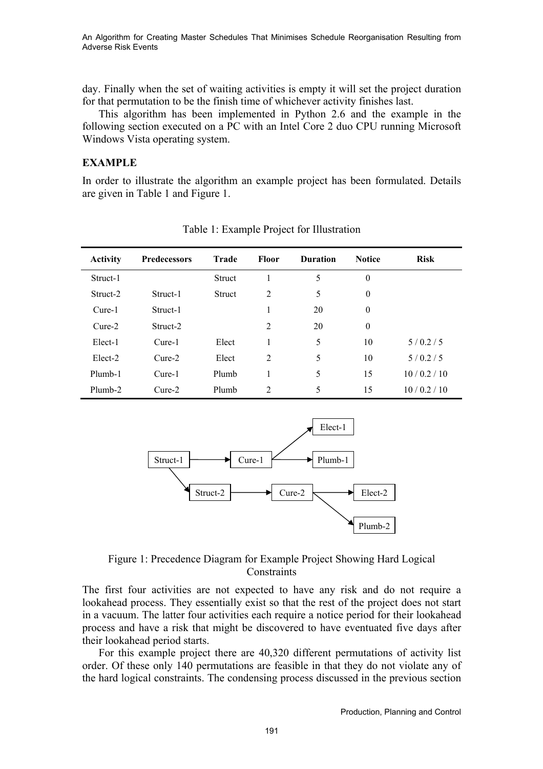day. Finally when the set of waiting activities is empty it will set the project duration for that permutation to be the finish time of whichever activity finishes last.

This algorithm has been implemented in Python 2.6 and the example in the following section executed on a PC with an Intel Core 2 duo CPU running Microsoft Windows Vista operating system.

## EXAMPLE

In order to illustrate the algorithm an example project has been formulated. Details are given in Table 1 and Figure 1.

Table 1: Example Project for Illustration

| Activity | Predecessors | Trade | Floor | Duration | Notice | Risk |
|---|---|---|---|---|---|---|
| Struct-1 | | Struct | 1 | 5 | 0 | |
| Struct-2 | Struct-1 | Struct | 2 | 5 | 0 | |
| Cure-1 | Struct-1 | | 1 | 20 | 0 | |
| Cure-2 | Struct-2 | | 2 | 20 | 0 | |
| Elect-1 | Cure-1 | Elect | 1 | 5 | 10 | 5 / 0.2 / 5 |
| Elect-2 | Cure-2 | Elect | 2 | 5 | 10 | 5 / 0.2 / 5 |
| Plumb-1 | Cure-1 | Plumb | 1 | 5 | 15 | 10 / 0.2 / 10 |
| Plumb-2 | Cure-2 | Plumb | 2 | 5 | 15 | 10 / 0.2 / 10 |

Figure 1: Precedence Diagram for Example Project Showing Hard Logical Constraints

The first four activities are not expected to have any risk and do not require a lookahead process. They essentially exist so that the rest of the project does not start in a vacuum. The latter four activities each require a notice period for their lookahead process and have a risk that might be discovered to have eventuated five days after their lookahead period starts.

For this example project there are 40,320 different permutations of activity list order. Of these only 140 permutations are feasible in that they do not violate any of the hard logical constraints. The condensing process discussed in the previous section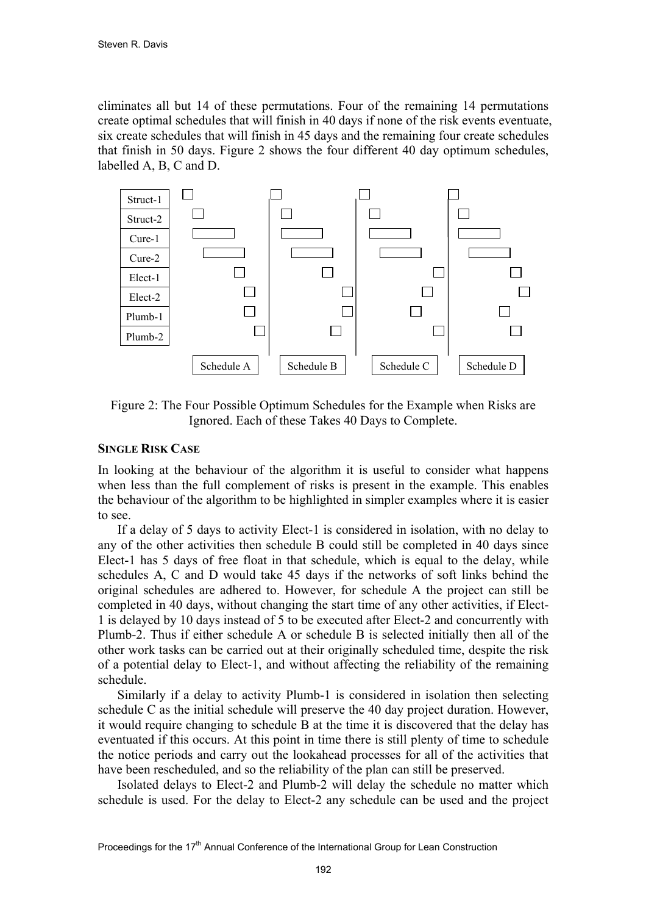eliminates all but 14 of these permutations. Four of the remaining 14 permutations create optimal schedules that will finish in 40 days if none of the risk events eventuate, six create schedules that will finish in 45 days and the remaining four create schedules that finish in 50 days. Figure 2 shows the four different 40 day optimum schedules, labelled A, B, C and D.

Figure 2: The Four Possible Optimum Schedules for the Example when Risks are Ignored. Each of these Takes 40 Days to Complete.

#### SINGLE RISK CASE

In looking at the behaviour of the algorithm it is useful to consider what happens when less than the full complement of risks is present in the example. This enables the behaviour of the algorithm to be highlighted in simpler examples where it is easier to see.

If a delay of 5 days to activity Elect-1 is considered in isolation, with no delay to any of the other activities then schedule B could still be completed in 40 days since Elect-1 has 5 days of free float in that schedule, which is equal to the delay, while schedules A, C and D would take 45 days if the networks of soft links behind the original schedules are adhered to. However, for schedule A the project can still be completed in 40 days, without changing the start time of any other activities, if Elect-1 is delayed by 10 days instead of 5 to be executed after Elect-2 and concurrently with Plumb-2. Thus if either schedule A or schedule B is selected initially then all of the other work tasks can be carried out at their originally scheduled time, despite the risk of a potential delay to Elect-1, and without affecting the reliability of the remaining schedule.

Similarly if a delay to activity Plumb-1 is considered in isolation then selecting schedule C as the initial schedule will preserve the 40 day project duration. However, it would require changing to schedule B at the time it is discovered that the delay has eventuated if this occurs. At this point in time there is still plenty of time to schedule the notice periods and carry out the lookahead processes for all of the activities that have been rescheduled, and so the reliability of the plan can still be preserved.

Isolated delays to Elect-2 and Plumb-2 will delay the schedule no matter which schedule is used. For the delay to Elect-2 any schedule can be used and the project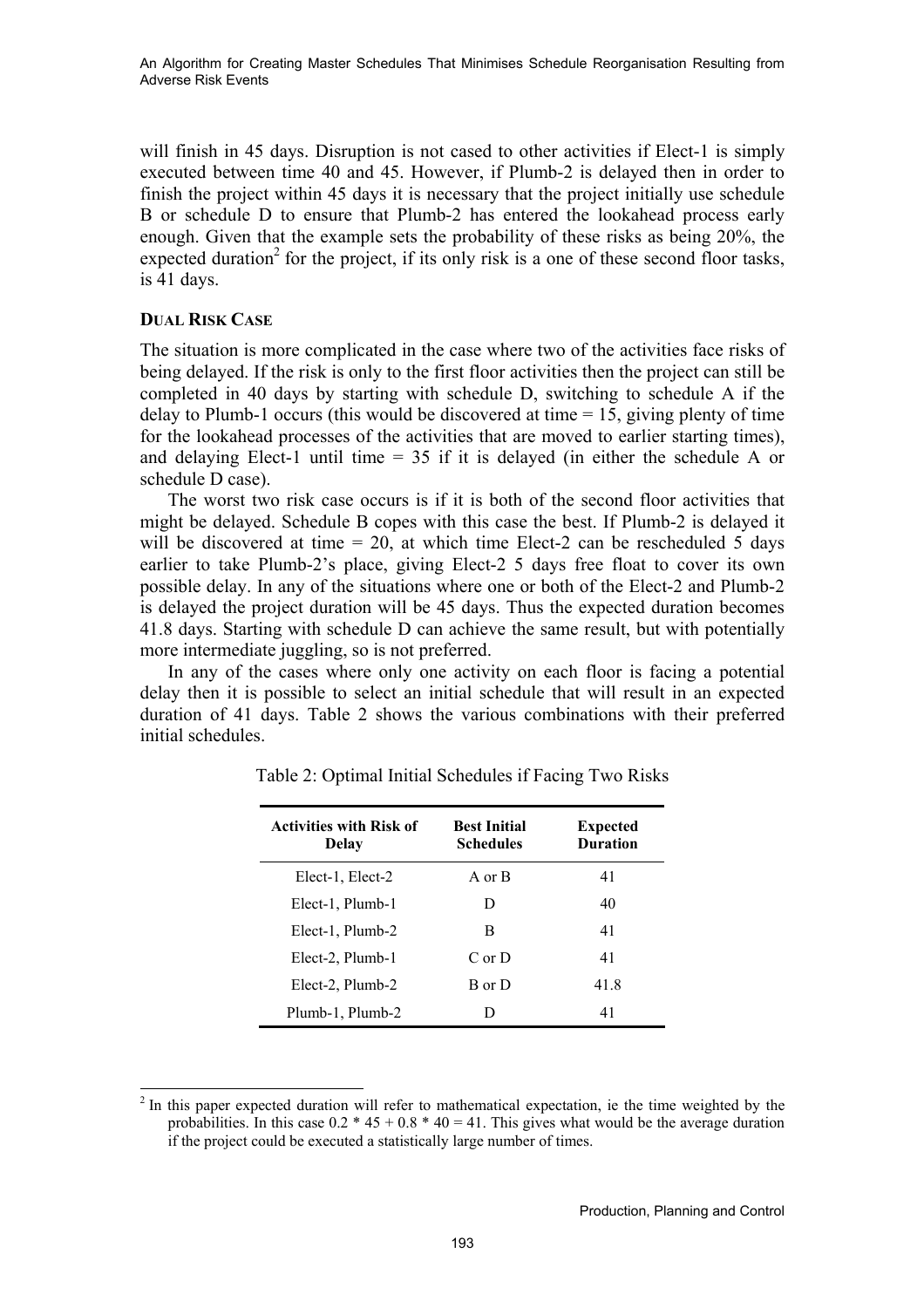will finish in 45 days. Disruption is not cased to other activities if Elect-1 is simply executed between time 40 and 45. However, if Plumb-2 is delayed then in order to finish the project within 45 days it is necessary that the project initially use schedule B or schedule D to ensure that Plumb-2 has entered the lookahead process early enough. Given that the example sets the probability of these risks as being 20%, the expected duration[2] for the project, if its only risk is a one of these second floor tasks, is 41 days.

### DUAL RISK CASE

The situation is more complicated in the case where two of the activities face risks of being delayed. If the risk is only to the first floor activities then the project can still be completed in 40 days by starting with schedule D, switching to schedule A if the delay to Plumb-1 occurs (this would be discovered at time = 15, giving plenty of time for the lookahead processes of the activities that are moved to earlier starting times), and delaying Elect-1 until time = 35 if it is delayed (in either the schedule A or schedule D case).

The worst two risk case occurs is if it is both of the second floor activities that might be delayed. Schedule B copes with this case the best. If Plumb-2 is delayed it will be discovered at time = 20, at which time Elect-2 can be rescheduled 5 days earlier to take Plumb-2's place, giving Elect-2 5 days free float to cover its own possible delay. In any of the situations where one or both of the Elect-2 and Plumb-2 is delayed the project duration will be 45 days. Thus the expected duration becomes 41.8 days. Starting with schedule D can achieve the same result, but with potentially more intermediate juggling, so is not preferred.

In any of the cases where only one activity on each floor is facing a potential delay then it is possible to select an initial schedule that will result in an expected duration of 41 days. Table 2 shows the various combinations with their preferred initial schedules.

Table 2: Optimal Initial Schedules if Facing Two Risks

| Activities with Risk of Delay | Best Initial Schedules | Expected Duration |
|---|---|---|
| Elect-1, Elect-2 | A or B | 41 |
| Elect-1, Plumb-1 | D | 40 |
| Elect-1, Plumb-2 | B | 41 |
| Elect-2, Plumb-1 | C or D | 41 |
| Elect-2, Plumb-2 | B or D | 41.8 |
| Plumb-1, Plumb-2 | D | 41 |

[2] In this paper expected duration will refer to mathematical expectation, ie the time weighted by the probabilities. In this case $0.2 * 45 + 0.8 * 40 = 41$. This gives what would be the average duration if the project could be executed a statistically large number of times.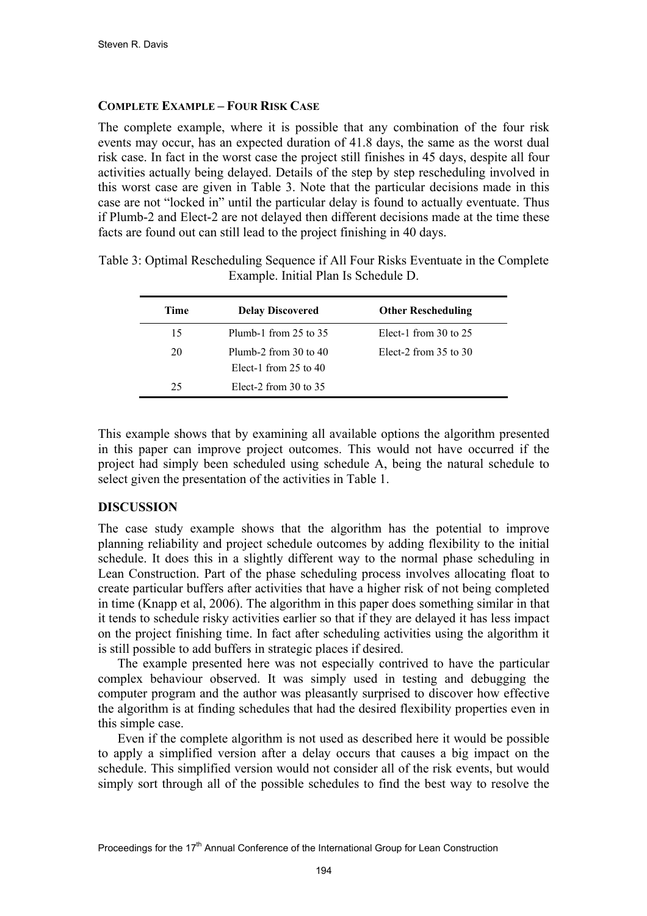### COMPLETE EXAMPLE – FOUR RISK CASE

The complete example, where it is possible that any combination of the four risk events may occur, has an expected duration of 41.8 days, the same as the worst dual risk case. In fact in the worst case the project still finishes in 45 days, despite all four activities actually being delayed. Details of the step by step rescheduling involved in this worst case are given in Table 3. Note that the particular decisions made in this case are not "locked in" until the particular delay is found to actually eventuate. Thus if Plumb-2 and Elect-2 are not delayed then different decisions made at the time these facts are found out can still lead to the project finishing in 40 days.

Table 3: Optimal Rescheduling Sequence if All Four Risks Eventuate in the Complete Example. Initial Plan Is Schedule D.

| Time | Delay Discovered | Other Rescheduling |
|---|---|---|
| 15 | Plumb-1 from 25 to 35 | Elect-1 from 30 to 25 |
| 20 | Plumb-2 from 30 to 40<br>Elect-1 from 25 to 40 | Elect-2 from 35 to 30 |
| 25 | Elect-2 from 30 to 35 | |

This example shows that by examining all available options the algorithm presented in this paper can improve project outcomes. This would not have occurred if the project had simply been scheduled using schedule A, being the natural schedule to select given the presentation of the activities in Table 1.

## DISCUSSION

The case study example shows that the algorithm has the potential to improve planning reliability and project schedule outcomes by adding flexibility to the initial schedule. It does this in a slightly different way to the normal phase scheduling in Lean Construction. Part of the phase scheduling process involves allocating float to create particular buffers after activities that have a higher risk of not being completed in time (Knapp et al, 2006). The algorithm in this paper does something similar in that it tends to schedule risky activities earlier so that if they are delayed it has less impact on the project finishing time. In fact after scheduling activities using the algorithm it is still possible to add buffers in strategic places if desired.

The example presented here was not especially contrived to have the particular complex behaviour observed. It was simply used in testing and debugging the computer program and the author was pleasantly surprised to discover how effective the algorithm is at finding schedules that had the desired flexibility properties even in this simple case.

Even if the complete algorithm is not used as described here it would be possible to apply a simplified version after a delay occurs that causes a big impact on the schedule. This simplified version would not consider all of the risk events, but would simply sort through all of the possible schedules to find the best way to resolve the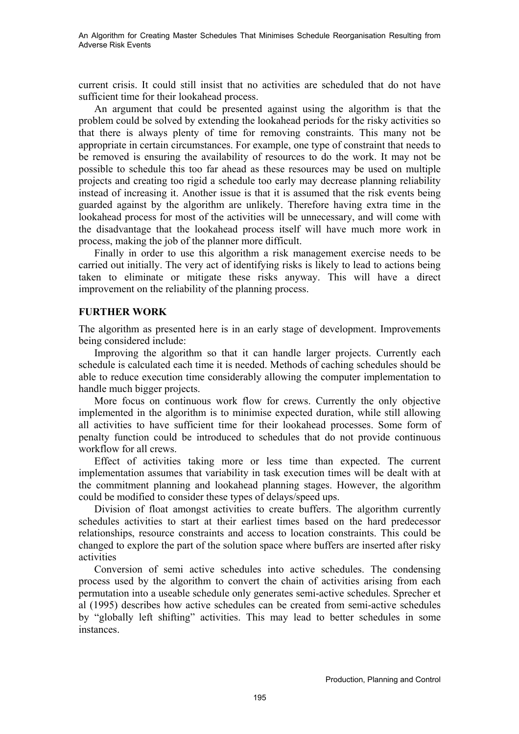current crisis. It could still insist that no activities are scheduled that do not have sufficient time for their lookahead process.

An argument that could be presented against using the algorithm is that the problem could be solved by extending the lookahead periods for the risky activities so that there is always plenty of time for removing constraints. This many not be appropriate in certain circumstances. For example, one type of constraint that needs to be removed is ensuring the availability of resources to do the work. It may not be possible to schedule this too far ahead as these resources may be used on multiple projects and creating too rigid a schedule too early may decrease planning reliability instead of increasing it. Another issue is that it is assumed that the risk events being guarded against by the algorithm are unlikely. Therefore having extra time in the lookahead process for most of the activities will be unnecessary, and will come with the disadvantage that the lookahead process itself will have much more work in process, making the job of the planner more difficult.

Finally in order to use this algorithm a risk management exercise needs to be carried out initially. The very act of identifying risks is likely to lead to actions being taken to eliminate or mitigate these risks anyway. This will have a direct improvement on the reliability of the planning process.

## FURTHER WORK

The algorithm as presented here is in an early stage of development. Improvements being considered include:

Improving the algorithm so that it can handle larger projects. Currently each schedule is calculated each time it is needed. Methods of caching schedules should be able to reduce execution time considerably allowing the computer implementation to handle much bigger projects.

More focus on continuous work flow for crews. Currently the only objective implemented in the algorithm is to minimise expected duration, while still allowing all activities to have sufficient time for their lookahead processes. Some form of penalty function could be introduced to schedules that do not provide continuous workflow for all crews.

Effect of activities taking more or less time than expected. The current implementation assumes that variability in task execution times will be dealt with at the commitment planning and lookahead planning stages. However, the algorithm could be modified to consider these types of delays/speed ups.

Division of float amongst activities to create buffers. The algorithm currently schedules activities to start at their earliest times based on the hard predecessor relationships, resource constraints and access to location constraints. This could be changed to explore the part of the solution space where buffers are inserted after risky activities

Conversion of semi active schedules into active schedules. The condensing process used by the algorithm to convert the chain of activities arising from each permutation into a useable schedule only generates semi-active schedules. Sprecher et al (1995) describes how active schedules can be created from semi-active schedules by "globally left shifting" activities. This may lead to better schedules in some instances.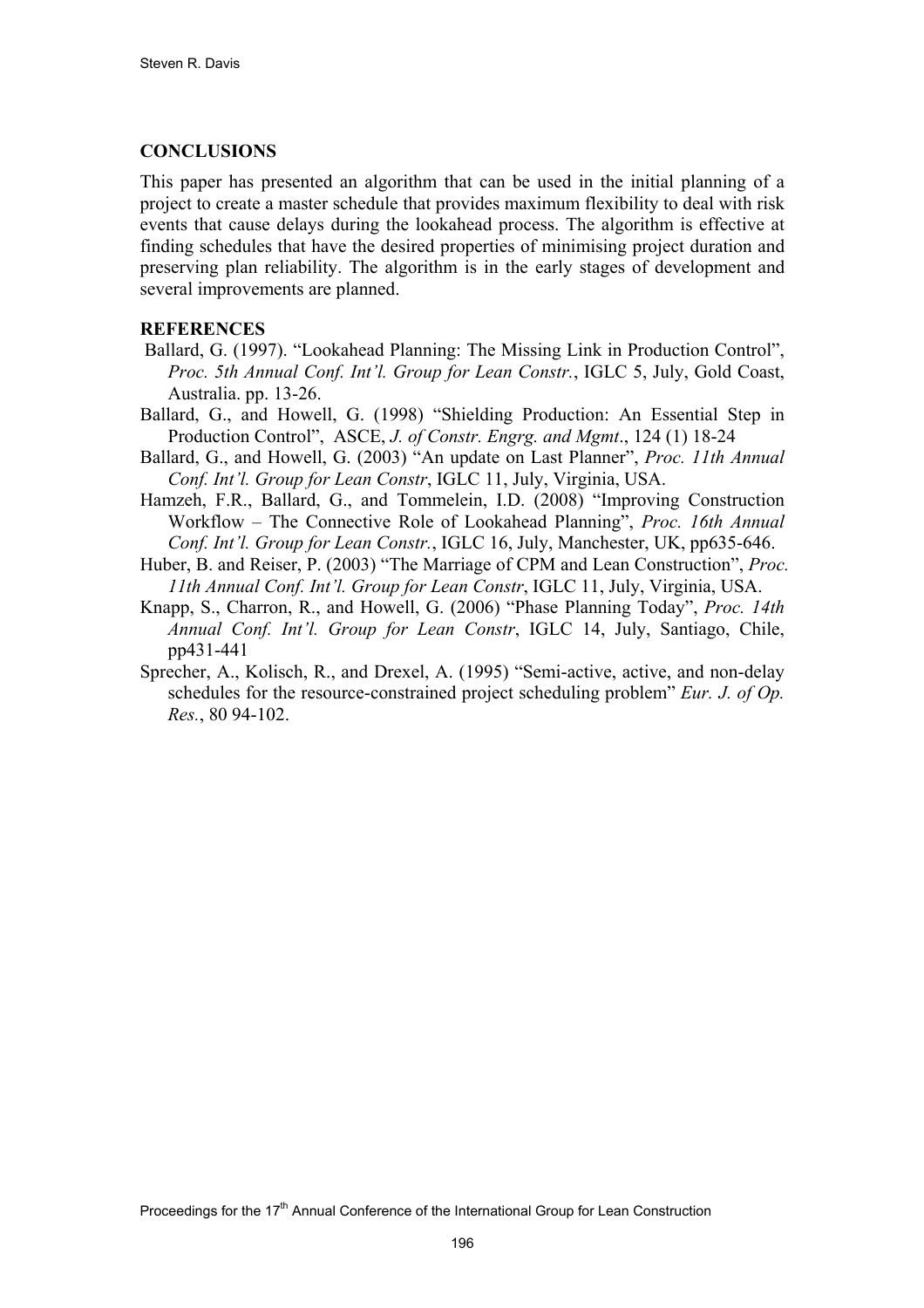## CONCLUSIONS

This paper has presented an algorithm that can be used in the initial planning of a project to create a master schedule that provides maximum flexibility to deal with risk events that cause delays during the lookahead process. The algorithm is effective at finding schedules that have the desired properties of minimising project duration and preserving plan reliability. The algorithm is in the early stages of development and several improvements are planned.

## REFERENCES

Ballard, G. (1997). "Lookahead Planning: The Missing Link in Production Control", *Proc. 5th Annual Conf. Int'l. Group for Lean Constr.*, IGLC 5, July, Gold Coast, Australia. pp. 13-26.

Ballard, G., and Howell, G. (1998) "Shielding Production: An Essential Step in Production Control", ASCE, *J. of Constr. Engrg. and Mgmt*., 124 (1) 18-24

Ballard, G., and Howell, G. (2003) "An update on Last Planner", *Proc. 11th Annual Conf. Int'l. Group for Lean Constr*, IGLC 11, July, Virginia, USA.

Hamzeh, F.R., Ballard, G., and Tommelein, I.D. (2008) "Improving Construction Workflow – The Connective Role of Lookahead Planning", *Proc. 16th Annual Conf. Int'l. Group for Lean Constr.*, IGLC 16, July, Manchester, UK, pp635-646.

Huber, B. and Reiser, P. (2003) "The Marriage of CPM and Lean Construction", *Proc. 11th Annual Conf. Int'l. Group for Lean Constr*, IGLC 11, July, Virginia, USA.

Knapp, S., Charron, R., and Howell, G. (2006) "Phase Planning Today", *Proc. 14th Annual Conf. Int'l. Group for Lean Constr*, IGLC 14, July, Santiago, Chile, pp431-441

Sprecher, A., Kolisch, R., and Drexel, A. (1995) "Semi-active, active, and non-delay schedules for the resource-constrained project scheduling problem" *Eur. J. of Op. Res.*, 80 94-102.